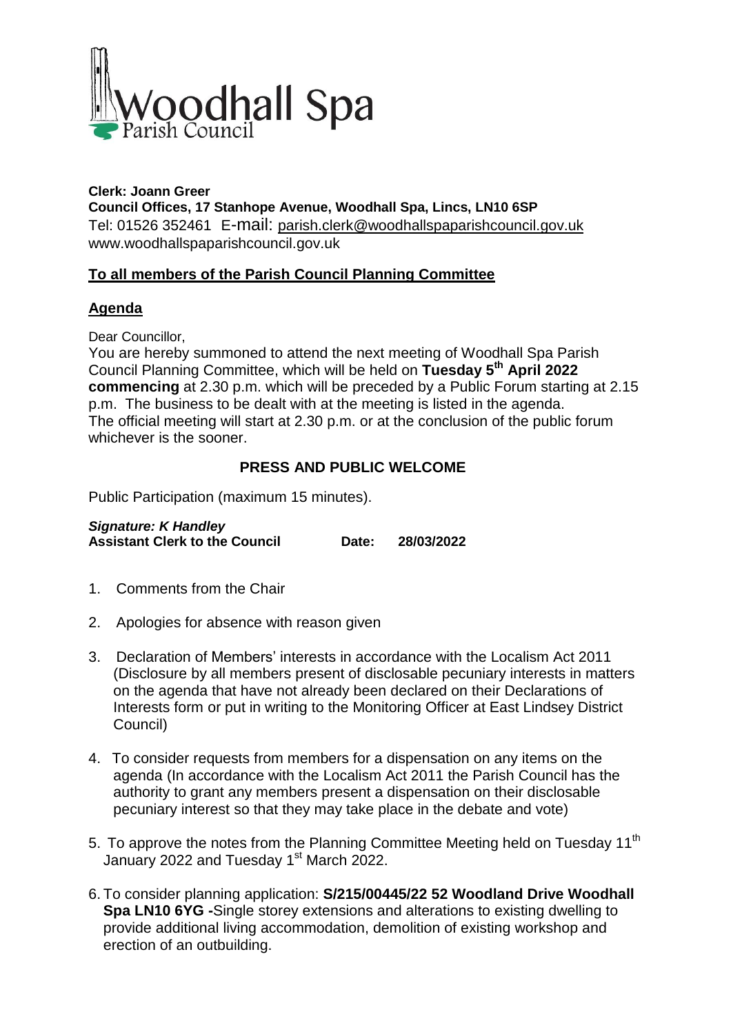# Woodhall Spa Parish Council

**Clerk: Joann Greer**
**Council Offices, 17 Stanhope Avenue, Woodhall Spa, Lincs, LN10 6SP**
Tel: 01526 352461 E-mail: parish.clerk@woodhallspaparishcouncil.gov.uk
www.woodhallspaparishcouncil.gov.uk

## To all members of the Parish Council Planning Committee

## Agenda

Dear Councillor,
You are hereby summoned to attend the next meeting of Woodhall Spa Parish Council Planning Committee, which will be held on **Tuesday 5th April 2022 commencing** at 2.30 p.m. which will be preceded by a Public Forum starting at 2.15 p.m. The business to be dealt with at the meeting is listed in the agenda.
The official meeting will start at 2.30 p.m. or at the conclusion of the public forum whichever is the sooner.

**PRESS AND PUBLIC WELCOME**

Public Participation (maximum 15 minutes).

***Signature: K Handley***
**Assistant Clerk to the Council Date: 28/03/2022**

1. Comments from the Chair
2. Apologies for absence with reason given
3. Declaration of Members' interests in accordance with the Localism Act 2011 (Disclosure by all members present of disclosable pecuniary interests in matters on the agenda that have not already been declared on their Declarations of Interests form or put in writing to the Monitoring Officer at East Lindsey District Council)
4. To consider requests from members for a dispensation on any items on the agenda (In accordance with the Localism Act 2011 the Parish Council has the authority to grant any members present a dispensation on their disclosable pecuniary interest so that they may take place in the debate and vote)
5. To approve the notes from the Planning Committee Meeting held on Tuesday 11th January 2022 and Tuesday 1st March 2022.
6. To consider planning application: **S/215/00445/22 52 Woodland Drive Woodhall Spa LN10 6YG -**Single storey extensions and alterations to existing dwelling to provide additional living accommodation, demolition of existing workshop and erection of an outbuilding.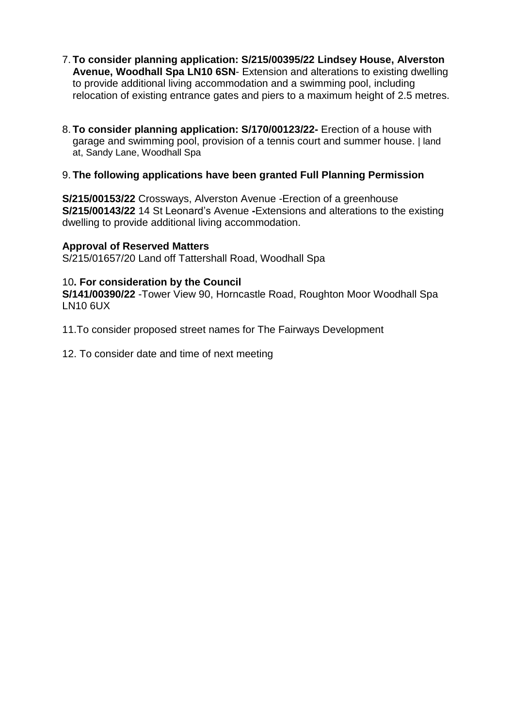7. **To consider planning application: S/215/00395/22 Lindsey House, Alverston Avenue, Woodhall Spa LN10 6SN**- Extension and alterations to existing dwelling to provide additional living accommodation and a swimming pool, including relocation of existing entrance gates and piers to a maximum height of 2.5 metres.

8. **To consider planning application: S/170/00123/22-** Erection of a house with garage and swimming pool, provision of a tennis court and summer house. | land at, Sandy Lane, Woodhall Spa

9. **The following applications have been granted Full Planning Permission**

**S/215/00153/22** Crossways, Alverston Avenue -Erection of a greenhouse
**S/215/00143/22** 14 St Leonard's Avenue **-**Extensions and alterations to the existing dwelling to provide additional living accommodation.

**Approval of Reserved Matters**
S/215/01657/20 Land off Tattershall Road, Woodhall Spa

10**. For consideration by the Council**
**S/141/00390/22** -Tower View 90, Horncastle Road, Roughton Moor Woodhall Spa LN10 6UX

11.To consider proposed street names for The Fairways Development

12. To consider date and time of next meeting